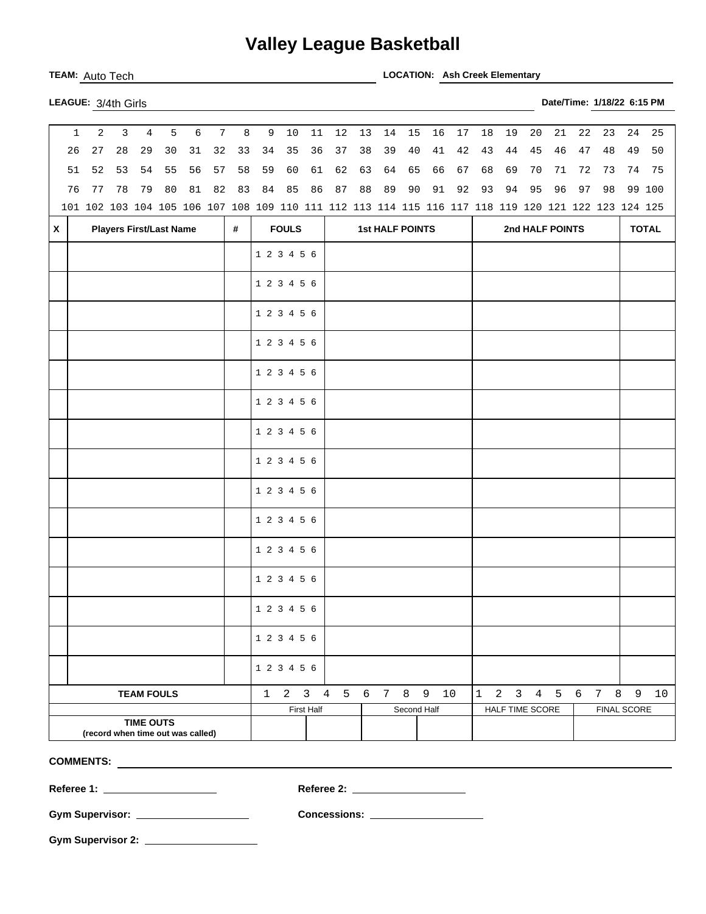# Valley League Basketball

**TEAM:** Auto Tech **LOCATION:** **Ash Creek Elementary**

**LEAGUE:** 3/4th Girls **Date/Time:** **1/18/22 6:15 PM**

| | | | | | | | | | | | | | | | | | | | | | | | | |
|---|---|---|---|---|---|---|---|---|---|---|---|---|---|---|---|---|---|---|---|---|---|---|---|---|
| 1 | 2 | 3 | 4 | 5 | 6 | 7 | 8 | 9 | 10 | 11 | 12 | 13 | 14 | 15 | 16 | 17 | 18 | 19 | 20 | 21 | 22 | 23 | 24 | 25 |
| 26 | 27 | 28 | 29 | 30 | 31 | 32 | 33 | 34 | 35 | 36 | 37 | 38 | 39 | 40 | 41 | 42 | 43 | 44 | 45 | 46 | 47 | 48 | 49 | 50 |
| 51 | 52 | 53 | 54 | 55 | 56 | 57 | 58 | 59 | 60 | 61 | 62 | 63 | 64 | 65 | 66 | 67 | 68 | 69 | 70 | 71 | 72 | 73 | 74 | 75 |
| 76 | 77 | 78 | 79 | 80 | 81 | 82 | 83 | 84 | 85 | 86 | 87 | 88 | 89 | 90 | 91 | 92 | 93 | 94 | 95 | 96 | 97 | 98 | 99 | 100 |
| 101 | 102 | 103 | 104 | 105 | 106 | 107 | 108 | 109 | 110 | 111 | 112 | 113 | 114 | 115 | 116 | 117 | 118 | 119 | 120 | 121 | 122 | 123 | 124 | 125 |

| X | Players First/Last Name | # | FOULS | 1st HALF POINTS | 2nd HALF POINTS | TOTAL |
|---|---|---|---|---|---|---|
| | | | 1 2 3 4 5 6 | | | |
| | | | 1 2 3 4 5 6 | | | |
| | | | 1 2 3 4 5 6 | | | |
| | | | 1 2 3 4 5 6 | | | |
| | | | 1 2 3 4 5 6 | | | |
| | | | 1 2 3 4 5 6 | | | |
| | | | 1 2 3 4 5 6 | | | |
| | | | 1 2 3 4 5 6 | | | |
| | | | 1 2 3 4 5 6 | | | |
| | | | 1 2 3 4 5 6 | | | |
| | | | 1 2 3 4 5 6 | | | |
| | | | 1 2 3 4 5 6 | | | |
| | | | 1 2 3 4 5 6 | | | |
| | | | 1 2 3 4 5 6 | | | |
| | | | 1 2 3 4 5 6 | | | |

| | | | | |
|---|---|---|---|---|
| **TEAM FOULS** | 1 2 3 4 5 6 7 8 9 10 | | 1 2 3 4 5 6 7 8 9 10 | |
| | First Half | Second Half | HALF TIME SCORE | FINAL SCORE |
| **TIME OUTS** (record when time out was called) | | | | |

**COMMENTS:**

**Referee 1:** **Referee 2:**

**Gym Supervisor:** **Concessions:**

**Gym Supervisor 2:**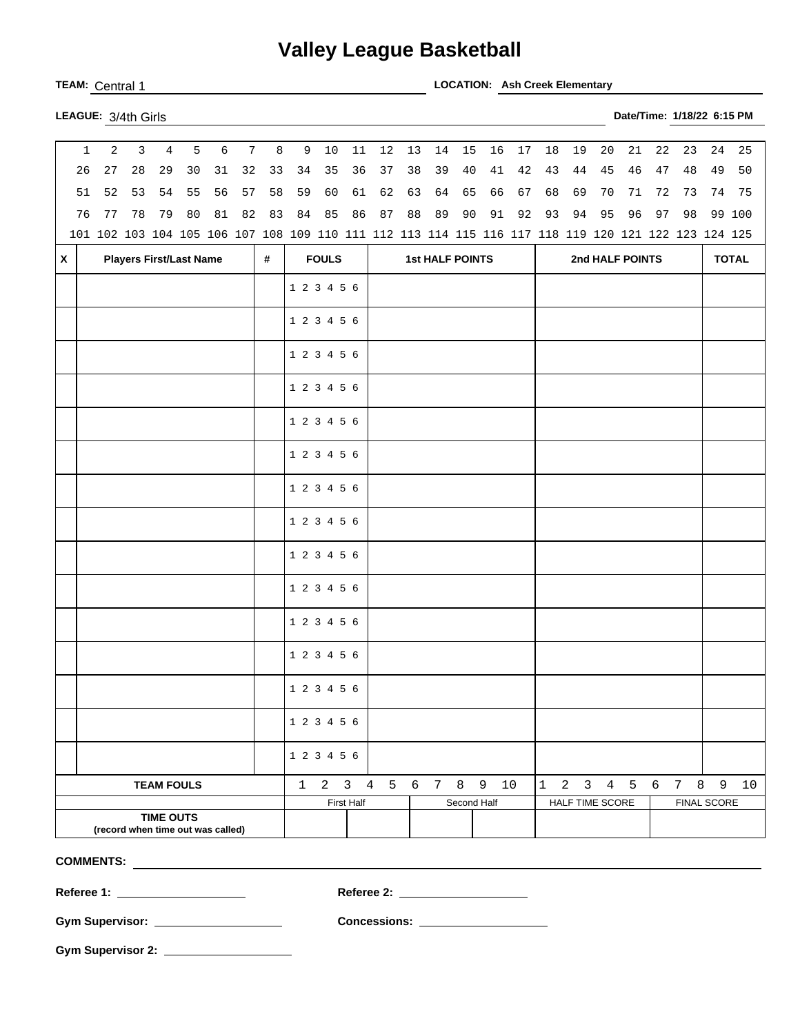# Valley League Basketball

**TEAM:** Central 1 **LOCATION:** **Ash Creek Elementary**

**LEAGUE:** 3/4th Girls **Date/Time:** **1/18/22 6:15 PM**

| | | | | | | | | | | | | | | | | | | | | | | | | |
|---|---|---|---|---|---|---|---|---|---|---|---|---|---|---|---|---|---|---|---|---|---|---|---|---|
| 1 | 2 | 3 | 4 | 5 | 6 | 7 | 8 | 9 | 10 | 11 | 12 | 13 | 14 | 15 | 16 | 17 | 18 | 19 | 20 | 21 | 22 | 23 | 24 | 25 |
| 26 | 27 | 28 | 29 | 30 | 31 | 32 | 33 | 34 | 35 | 36 | 37 | 38 | 39 | 40 | 41 | 42 | 43 | 44 | 45 | 46 | 47 | 48 | 49 | 50 |
| 51 | 52 | 53 | 54 | 55 | 56 | 57 | 58 | 59 | 60 | 61 | 62 | 63 | 64 | 65 | 66 | 67 | 68 | 69 | 70 | 71 | 72 | 73 | 74 | 75 |
| 76 | 77 | 78 | 79 | 80 | 81 | 82 | 83 | 84 | 85 | 86 | 87 | 88 | 89 | 90 | 91 | 92 | 93 | 94 | 95 | 96 | 97 | 98 | 99 | 100 |
| 101 | 102 | 103 | 104 | 105 | 106 | 107 | 108 | 109 | 110 | 111 | 112 | 113 | 114 | 115 | 116 | 117 | 118 | 119 | 120 | 121 | 122 | 123 | 124 | 125 |

| X | Players First/Last Name | # | FOULS | 1st HALF POINTS | 2nd HALF POINTS | TOTAL |
|---|---|---|---|---|---|---|
| | | | 1 2 3 4 5 6 | | | |
| | | | 1 2 3 4 5 6 | | | |
| | | | 1 2 3 4 5 6 | | | |
| | | | 1 2 3 4 5 6 | | | |
| | | | 1 2 3 4 5 6 | | | |
| | | | 1 2 3 4 5 6 | | | |
| | | | 1 2 3 4 5 6 | | | |
| | | | 1 2 3 4 5 6 | | | |
| | | | 1 2 3 4 5 6 | | | |
| | | | 1 2 3 4 5 6 | | | |
| | | | 1 2 3 4 5 6 | | | |
| | | | 1 2 3 4 5 6 | | | |
| | | | 1 2 3 4 5 6 | | | |
| | | | 1 2 3 4 5 6 | | | |
| | | | 1 2 3 4 5 6 | | | |

| | | | | | |
|---|---|---|---|---|---|
| **TEAM FOULS** | 1 2 3 4 5 | 6 7 8 9 10 | | 1 2 3 4 5 | 6 7 8 9 10 |
| | First Half | | Second Half | HALF TIME SCORE | FINAL SCORE |
| **TIME OUTS** (record when time out was called) | | | | | |

**COMMENTS:**

**Referee 1:** **Referee 2:**

**Gym Supervisor:** **Concessions:**

**Gym Supervisor 2:**